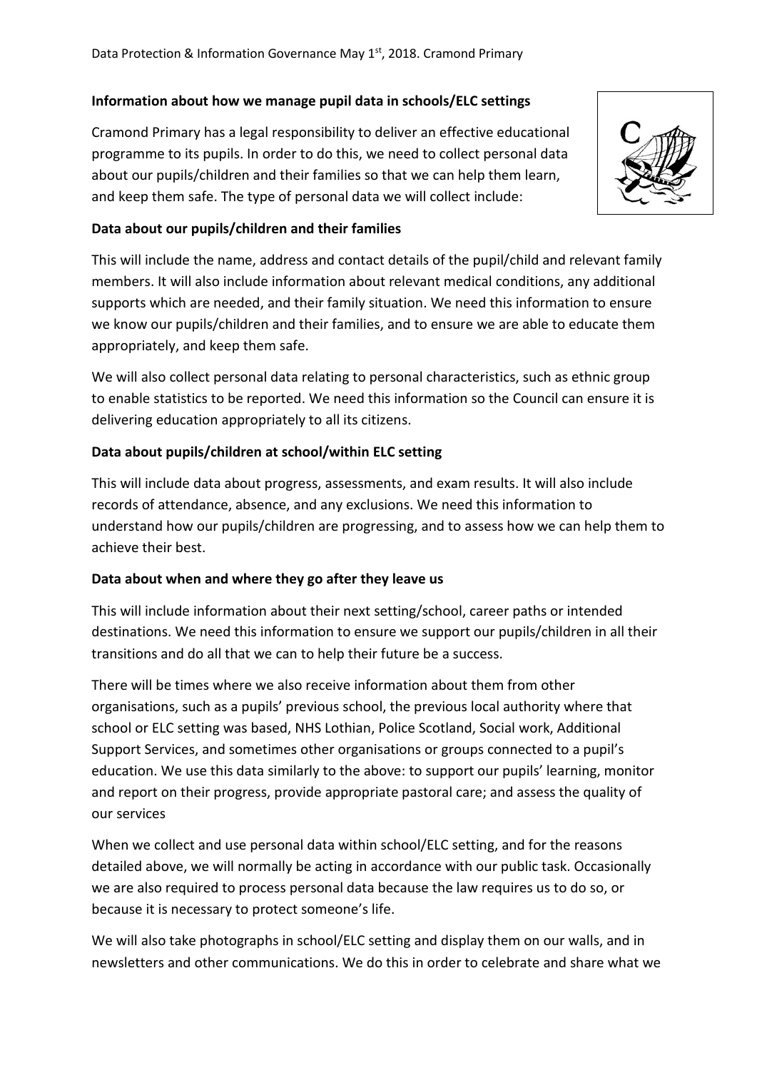**Information about how we manage pupil data in schools/ELC settings**

Cramond Primary has a legal responsibility to deliver an effective educational programme to its pupils. In order to do this, we need to collect personal data about our pupils/children and their families so that we can help them learn, and keep them safe. The type of personal data we will collect include:

**Data about our pupils/children and their families**

This will include the name, address and contact details of the pupil/child and relevant family members. It will also include information about relevant medical conditions, any additional supports which are needed, and their family situation. We need this information to ensure we know our pupils/children and their families, and to ensure we are able to educate them appropriately, and keep them safe.

We will also collect personal data relating to personal characteristics, such as ethnic group to enable statistics to be reported. We need this information so the Council can ensure it is delivering education appropriately to all its citizens.

**Data about pupils/children at school/within ELC setting**

This will include data about progress, assessments, and exam results. It will also include records of attendance, absence, and any exclusions. We need this information to understand how our pupils/children are progressing, and to assess how we can help them to achieve their best.

**Data about when and where they go after they leave us**

This will include information about their next setting/school, career paths or intended destinations. We need this information to ensure we support our pupils/children in all their transitions and do all that we can to help their future be a success.

There will be times where we also receive information about them from other organisations, such as a pupils' previous school, the previous local authority where that school or ELC setting was based, NHS Lothian, Police Scotland, Social work, Additional Support Services, and sometimes other organisations or groups connected to a pupil's education. We use this data similarly to the above: to support our pupils' learning, monitor and report on their progress, provide appropriate pastoral care; and assess the quality of our services

When we collect and use personal data within school/ELC setting, and for the reasons detailed above, we will normally be acting in accordance with our public task. Occasionally we are also required to process personal data because the law requires us to do so, or because it is necessary to protect someone's life.

We will also take photographs in school/ELC setting and display them on our walls, and in newsletters and other communications. We do this in order to celebrate and share what we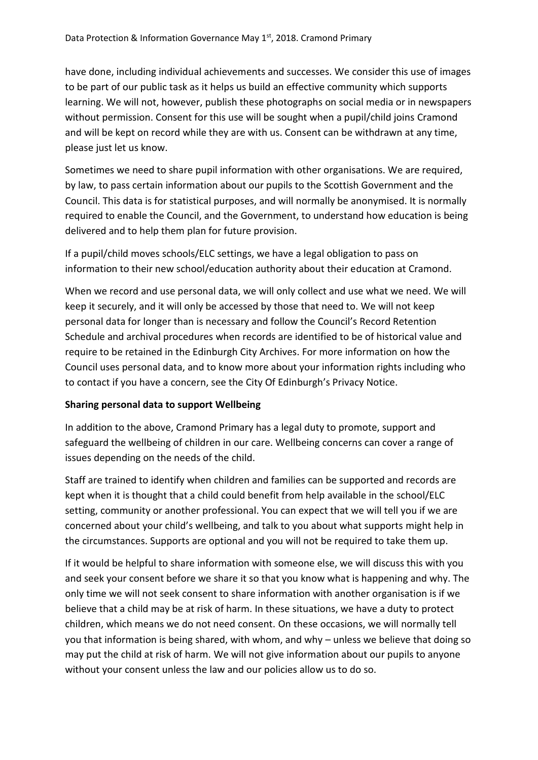have done, including individual achievements and successes. We consider this use of images to be part of our public task as it helps us build an effective community which supports learning. We will not, however, publish these photographs on social media or in newspapers without permission. Consent for this use will be sought when a pupil/child joins Cramond and will be kept on record while they are with us. Consent can be withdrawn at any time, please just let us know.

Sometimes we need to share pupil information with other organisations. We are required, by law, to pass certain information about our pupils to the Scottish Government and the Council. This data is for statistical purposes, and will normally be anonymised. It is normally required to enable the Council, and the Government, to understand how education is being delivered and to help them plan for future provision.

If a pupil/child moves schools/ELC settings, we have a legal obligation to pass on information to their new school/education authority about their education at Cramond.

When we record and use personal data, we will only collect and use what we need. We will keep it securely, and it will only be accessed by those that need to. We will not keep personal data for longer than is necessary and follow the Council's Record Retention Schedule and archival procedures when records are identified to be of historical value and require to be retained in the Edinburgh City Archives. For more information on how the Council uses personal data, and to know more about your information rights including who to contact if you have a concern, see the City Of Edinburgh's Privacy Notice.

**Sharing personal data to support Wellbeing**

In addition to the above, Cramond Primary has a legal duty to promote, support and safeguard the wellbeing of children in our care. Wellbeing concerns can cover a range of issues depending on the needs of the child.

Staff are trained to identify when children and families can be supported and records are kept when it is thought that a child could benefit from help available in the school/ELC setting, community or another professional. You can expect that we will tell you if we are concerned about your child's wellbeing, and talk to you about what supports might help in the circumstances. Supports are optional and you will not be required to take them up.

If it would be helpful to share information with someone else, we will discuss this with you and seek your consent before we share it so that you know what is happening and why. The only time we will not seek consent to share information with another organisation is if we believe that a child may be at risk of harm. In these situations, we have a duty to protect children, which means we do not need consent. On these occasions, we will normally tell you that information is being shared, with whom, and why – unless we believe that doing so may put the child at risk of harm. We will not give information about our pupils to anyone without your consent unless the law and our policies allow us to do so.